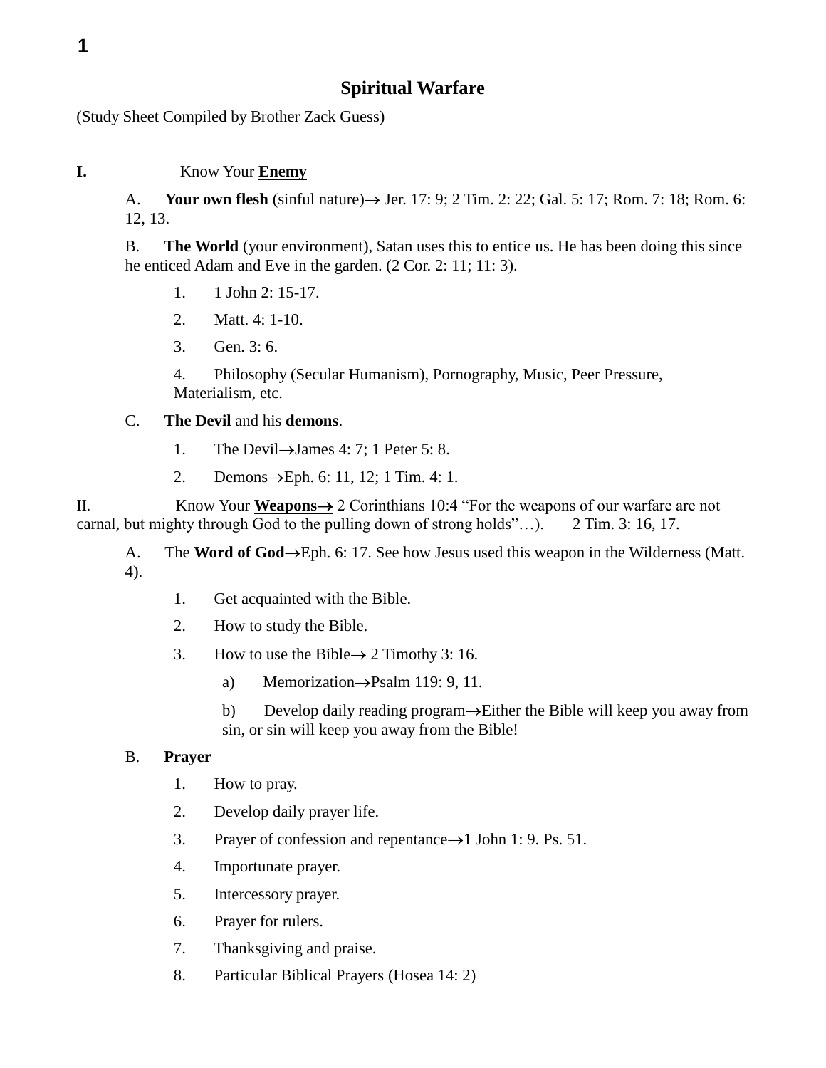# Spiritual Warfare

(Study Sheet Compiled by Brother Zack Guess)

**I.** Know Your **Enemy**

A. **Your own flesh** (sinful nature)→ Jer. 17: 9; 2 Tim. 2: 22; Gal. 5: 17; Rom. 7: 18; Rom. 6: 12, 13.

B. **The World** (your environment), Satan uses this to entice us. He has been doing this since he enticed Adam and Eve in the garden. (2 Cor. 2: 11; 11: 3).

1. 1 John 2: 15-17.
2. Matt. 4: 1-10.
3. Gen. 3: 6.
4. Philosophy (Secular Humanism), Pornography, Music, Peer Pressure, Materialism, etc.

C. **The Devil** and his **demons**.

1. The Devil→James 4: 7; 1 Peter 5: 8.
2. Demons→Eph. 6: 11, 12; 1 Tim. 4: 1.

II. Know Your **Weapons→** 2 Corinthians 10:4 "For the weapons of our warfare are not carnal, but mighty through God to the pulling down of strong holds"…). 2 Tim. 3: 16, 17.

A. The **Word of God**→Eph. 6: 17. See how Jesus used this weapon in the Wilderness (Matt. 4).

1. Get acquainted with the Bible.
2. How to study the Bible.
3. How to use the Bible→ 2 Timothy 3: 16.
   a) Memorization→Psalm 119: 9, 11.
   b) Develop daily reading program→Either the Bible will keep you away from sin, or sin will keep you away from the Bible!

B. **Prayer**

1. How to pray.
2. Develop daily prayer life.
3. Prayer of confession and repentance→1 John 1: 9. Ps. 51.
4. Importunate prayer.
5. Intercessory prayer.
6. Prayer for rulers.
7. Thanksgiving and praise.
8. Particular Biblical Prayers (Hosea 14: 2)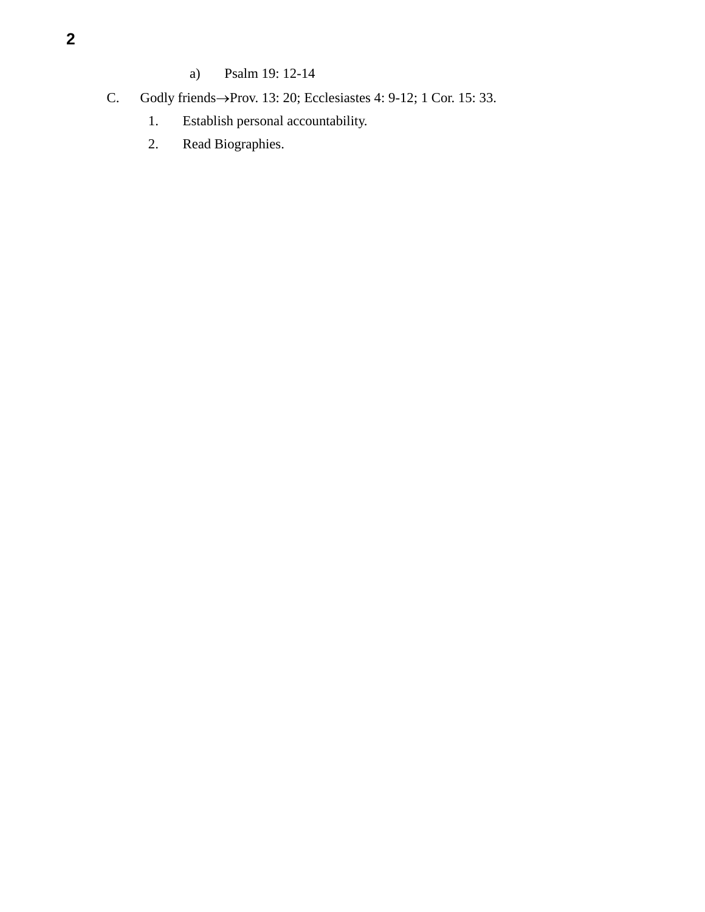a) Psalm 19: 12-14

C. Godly friends→Prov. 13: 20; Ecclesiastes 4: 9-12; 1 Cor. 15: 33.

1. Establish personal accountability.
2. Read Biographies.